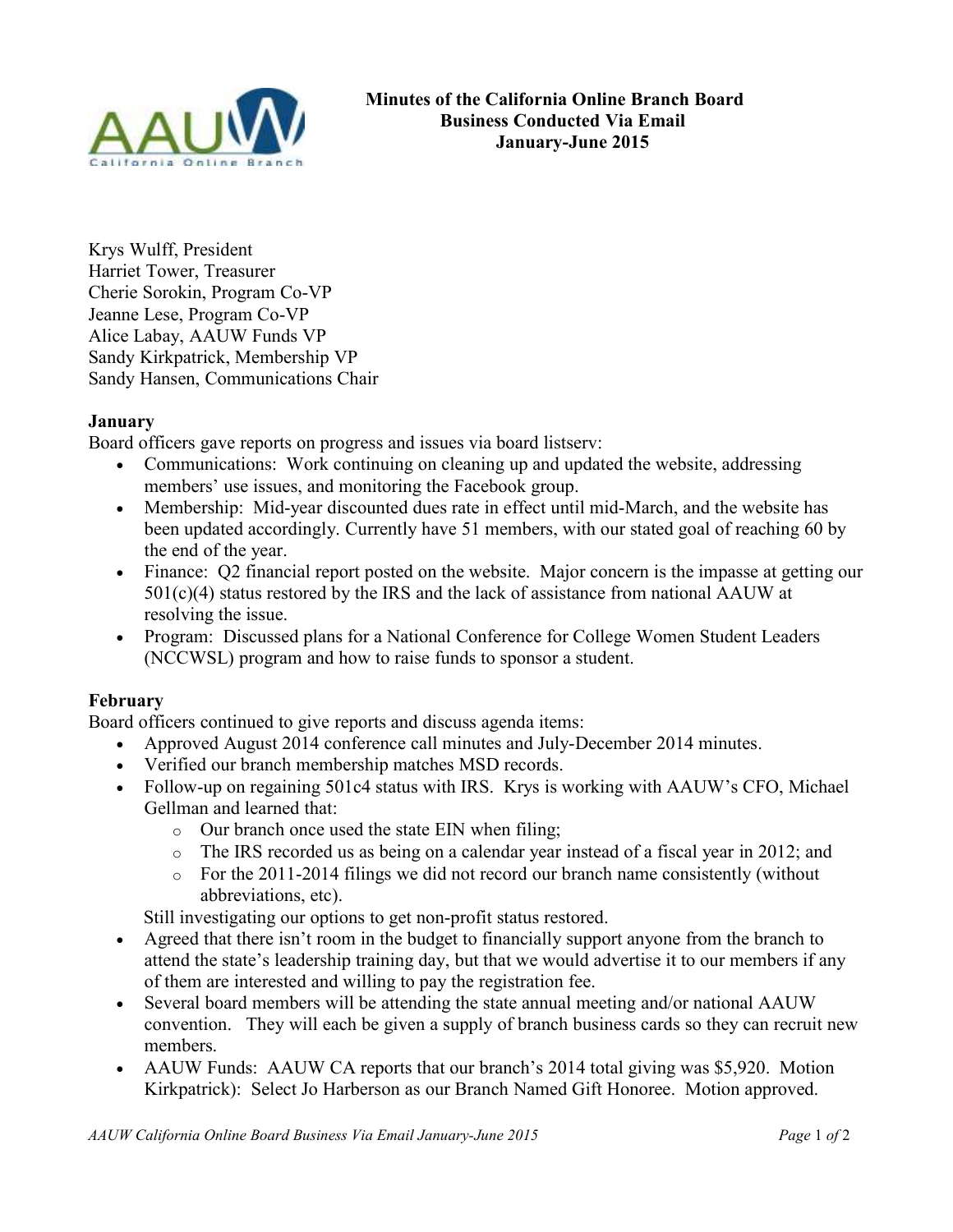**Minutes of the California Online Branch Board**
**Business Conducted Via Email**
**January-June 2015**

Krys Wulff, President
Harriet Tower, Treasurer
Cherie Sorokin, Program Co-VP
Jeanne Lese, Program Co-VP
Alice Labay, AAUW Funds VP
Sandy Kirkpatrick, Membership VP
Sandy Hansen, Communications Chair

**January**

Board officers gave reports on progress and issues via board listserv:

- Communications: Work continuing on cleaning up and updated the website, addressing members' use issues, and monitoring the Facebook group.
- Membership: Mid-year discounted dues rate in effect until mid-March, and the website has been updated accordingly. Currently have 51 members, with our stated goal of reaching 60 by the end of the year.
- Finance: Q2 financial report posted on the website. Major concern is the impasse at getting our 501(c)(4) status restored by the IRS and the lack of assistance from national AAUW at resolving the issue.
- Program: Discussed plans for a National Conference for College Women Student Leaders (NCCWSL) program and how to raise funds to sponsor a student.

**February**

Board officers continued to give reports and discuss agenda items:

- Approved August 2014 conference call minutes and July-December 2014 minutes.
- Verified our branch membership matches MSD records.
- Follow-up on regaining 501c4 status with IRS. Krys is working with AAUW's CFO, Michael Gellman and learned that:
  - Our branch once used the state EIN when filing;
  - The IRS recorded us as being on a calendar year instead of a fiscal year in 2012; and
  - For the 2011-2014 filings we did not record our branch name consistently (without abbreviations, etc).

  Still investigating our options to get non-profit status restored.
- Agreed that there isn't room in the budget to financially support anyone from the branch to attend the state's leadership training day, but that we would advertise it to our members if any of them are interested and willing to pay the registration fee.
- Several board members will be attending the state annual meeting and/or national AAUW convention. They will each be given a supply of branch business cards so they can recruit new members.
- AAUW Funds: AAUW CA reports that our branch's 2014 total giving was $5,920. Motion Kirkpatrick): Select Jo Harberson as our Branch Named Gift Honoree. Motion approved.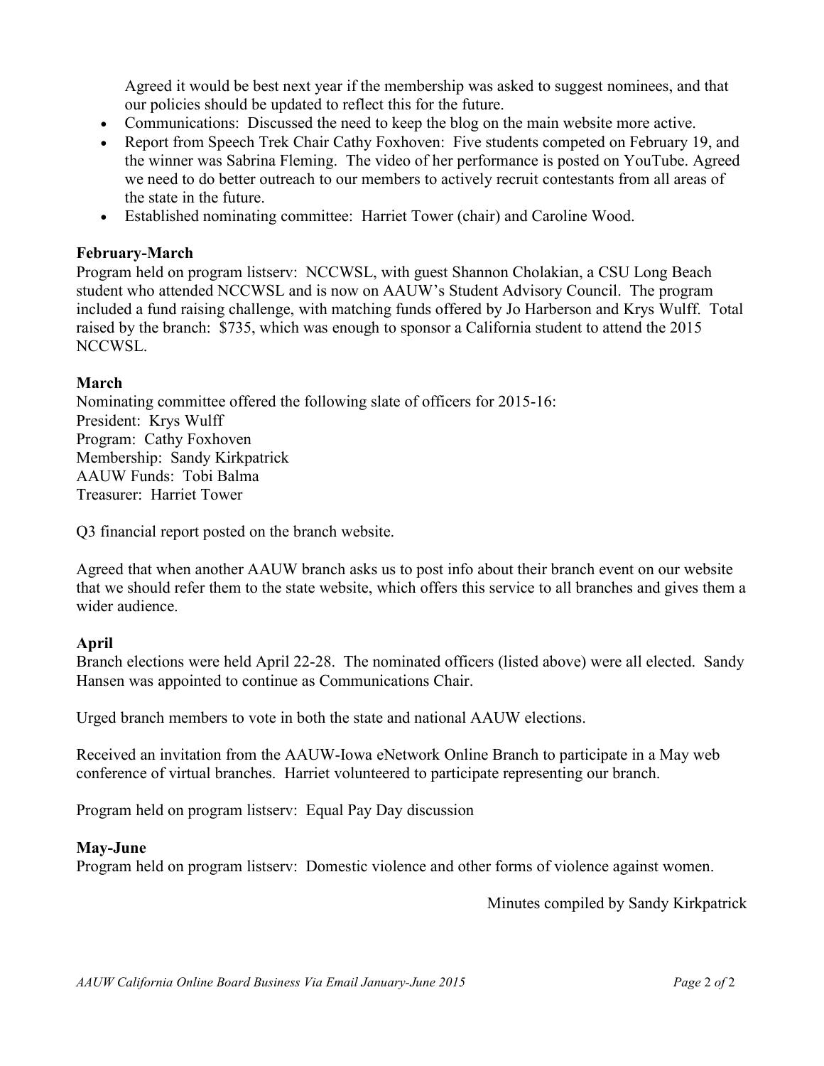Agreed it would be best next year if the membership was asked to suggest nominees, and that our policies should be updated to reflect this for the future.

- Communications: Discussed the need to keep the blog on the main website more active.
- Report from Speech Trek Chair Cathy Foxhoven: Five students competed on February 19, and the winner was Sabrina Fleming. The video of her performance is posted on YouTube. Agreed we need to do better outreach to our members to actively recruit contestants from all areas of the state in the future.
- Established nominating committee: Harriet Tower (chair) and Caroline Wood.

**February-March**

Program held on program listserv: NCCWSL, with guest Shannon Cholakian, a CSU Long Beach student who attended NCCWSL and is now on AAUW's Student Advisory Council. The program included a fund raising challenge, with matching funds offered by Jo Harberson and Krys Wulff. Total raised by the branch: $735, which was enough to sponsor a California student to attend the 2015 NCCWSL.

**March**

Nominating committee offered the following slate of officers for 2015-16:
President: Krys Wulff
Program: Cathy Foxhoven
Membership: Sandy Kirkpatrick
AAUW Funds: Tobi Balma
Treasurer: Harriet Tower

Q3 financial report posted on the branch website.

Agreed that when another AAUW branch asks us to post info about their branch event on our website that we should refer them to the state website, which offers this service to all branches and gives them a wider audience.

**April**

Branch elections were held April 22-28. The nominated officers (listed above) were all elected. Sandy Hansen was appointed to continue as Communications Chair.

Urged branch members to vote in both the state and national AAUW elections.

Received an invitation from the AAUW-Iowa eNetwork Online Branch to participate in a May web conference of virtual branches. Harriet volunteered to participate representing our branch.

Program held on program listserv: Equal Pay Day discussion

**May-June**

Program held on program listserv: Domestic violence and other forms of violence against women.

Minutes compiled by Sandy Kirkpatrick